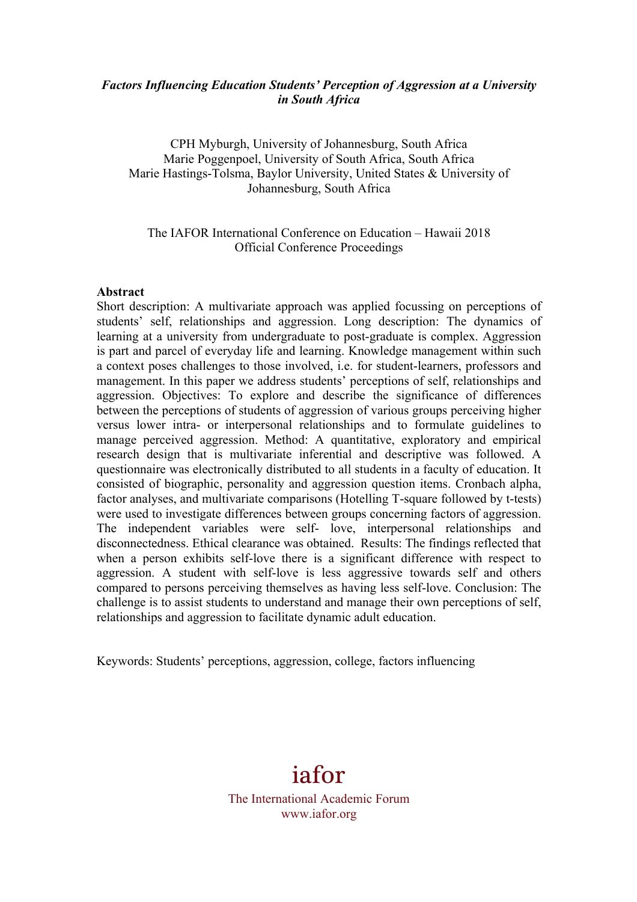***Factors Influencing Education Students' Perception of Aggression at a University in South Africa***

CPH Myburgh, University of Johannesburg, South Africa
Marie Poggenpoel, University of South Africa, South Africa
Marie Hastings-Tolsma, Baylor University, United States & University of Johannesburg, South Africa

The IAFOR International Conference on Education – Hawaii 2018
Official Conference Proceedings

**Abstract**

Short description: A multivariate approach was applied focussing on perceptions of students' self, relationships and aggression. Long description: The dynamics of learning at a university from undergraduate to post-graduate is complex. Aggression is part and parcel of everyday life and learning. Knowledge management within such a context poses challenges to those involved, i.e. for student-learners, professors and management. In this paper we address students' perceptions of self, relationships and aggression. Objectives: To explore and describe the significance of differences between the perceptions of students of aggression of various groups perceiving higher versus lower intra- or interpersonal relationships and to formulate guidelines to manage perceived aggression. Method: A quantitative, exploratory and empirical research design that is multivariate inferential and descriptive was followed. A questionnaire was electronically distributed to all students in a faculty of education. It consisted of biographic, personality and aggression question items. Cronbach alpha, factor analyses, and multivariate comparisons (Hotelling T-square followed by t-tests) were used to investigate differences between groups concerning factors of aggression. The independent variables were self- love, interpersonal relationships and disconnectedness. Ethical clearance was obtained. Results: The findings reflected that when a person exhibits self-love there is a significant difference with respect to aggression. A student with self-love is less aggressive towards self and others compared to persons perceiving themselves as having less self-love. Conclusion: The challenge is to assist students to understand and manage their own perceptions of self, relationships and aggression to facilitate dynamic adult education.

Keywords: Students' perceptions, aggression, college, factors influencing

iafor
The International Academic Forum
www.iafor.org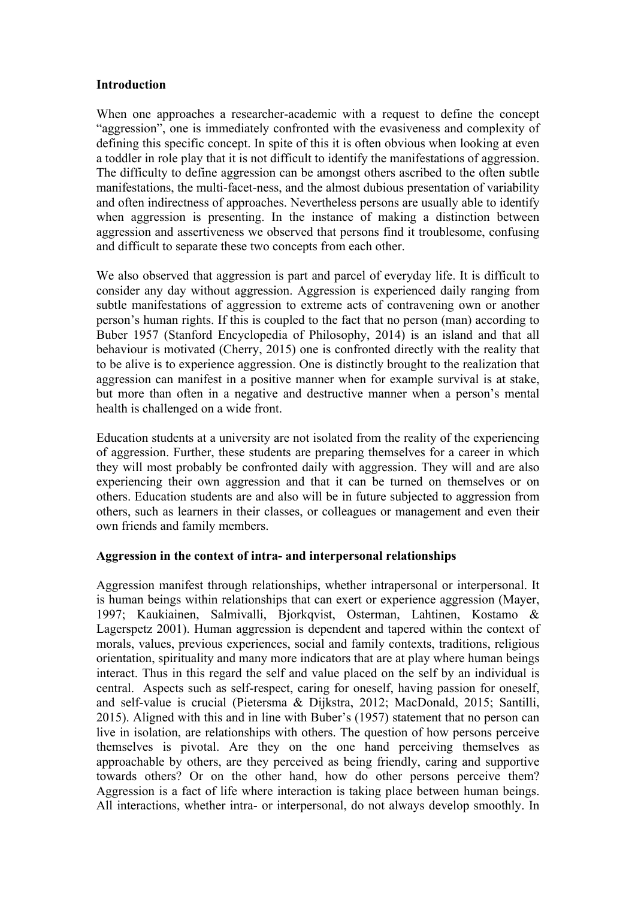**Introduction**

When one approaches a researcher-academic with a request to define the concept "aggression", one is immediately confronted with the evasiveness and complexity of defining this specific concept. In spite of this it is often obvious when looking at even a toddler in role play that it is not difficult to identify the manifestations of aggression. The difficulty to define aggression can be amongst others ascribed to the often subtle manifestations, the multi-facet-ness, and the almost dubious presentation of variability and often indirectness of approaches. Nevertheless persons are usually able to identify when aggression is presenting. In the instance of making a distinction between aggression and assertiveness we observed that persons find it troublesome, confusing and difficult to separate these two concepts from each other.

We also observed that aggression is part and parcel of everyday life. It is difficult to consider any day without aggression. Aggression is experienced daily ranging from subtle manifestations of aggression to extreme acts of contravening own or another person's human rights. If this is coupled to the fact that no person (man) according to Buber 1957 (Stanford Encyclopedia of Philosophy, 2014) is an island and that all behaviour is motivated (Cherry, 2015) one is confronted directly with the reality that to be alive is to experience aggression. One is distinctly brought to the realization that aggression can manifest in a positive manner when for example survival is at stake, but more than often in a negative and destructive manner when a person's mental health is challenged on a wide front.

Education students at a university are not isolated from the reality of the experiencing of aggression. Further, these students are preparing themselves for a career in which they will most probably be confronted daily with aggression. They will and are also experiencing their own aggression and that it can be turned on themselves or on others. Education students are and also will be in future subjected to aggression from others, such as learners in their classes, or colleagues or management and even their own friends and family members.

**Aggression in the context of intra- and interpersonal relationships**

Aggression manifest through relationships, whether intrapersonal or interpersonal. It is human beings within relationships that can exert or experience aggression (Mayer, 1997; Kaukiainen, Salmivalli, Bjorkqvist, Osterman, Lahtinen, Kostamo & Lagerspetz 2001). Human aggression is dependent and tapered within the context of morals, values, previous experiences, social and family contexts, traditions, religious orientation, spirituality and many more indicators that are at play where human beings interact. Thus in this regard the self and value placed on the self by an individual is central. Aspects such as self-respect, caring for oneself, having passion for oneself, and self-value is crucial (Pietersma & Dijkstra, 2012; MacDonald, 2015; Santilli, 2015). Aligned with this and in line with Buber's (1957) statement that no person can live in isolation, are relationships with others. The question of how persons perceive themselves is pivotal. Are they on the one hand perceiving themselves as approachable by others, are they perceived as being friendly, caring and supportive towards others? Or on the other hand, how do other persons perceive them? Aggression is a fact of life where interaction is taking place between human beings. All interactions, whether intra- or interpersonal, do not always develop smoothly. In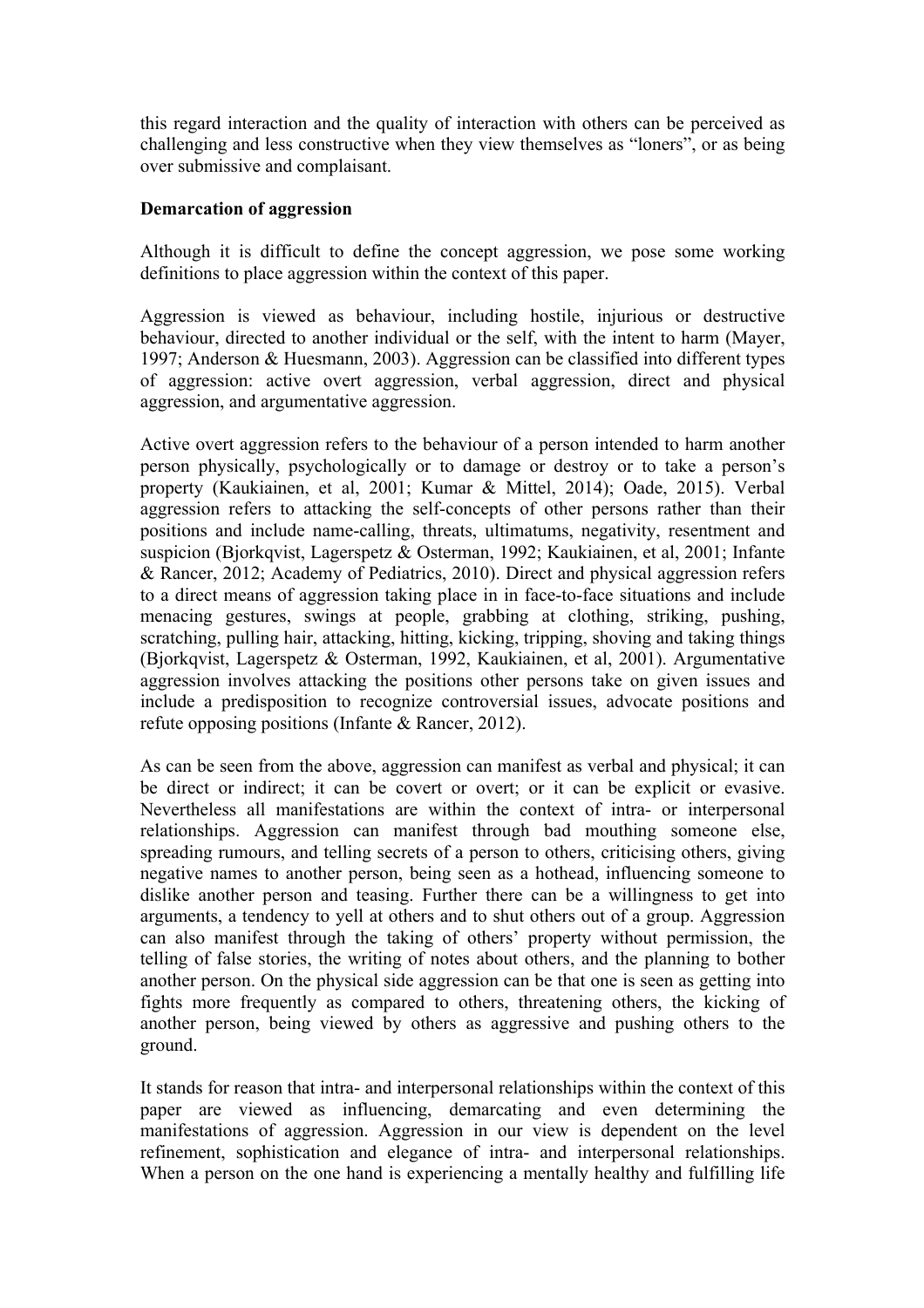this regard interaction and the quality of interaction with others can be perceived as challenging and less constructive when they view themselves as "loners", or as being over submissive and complaisant.

**Demarcation of aggression**

Although it is difficult to define the concept aggression, we pose some working definitions to place aggression within the context of this paper.

Aggression is viewed as behaviour, including hostile, injurious or destructive behaviour, directed to another individual or the self, with the intent to harm (Mayer, 1997; Anderson & Huesmann, 2003). Aggression can be classified into different types of aggression: active overt aggression, verbal aggression, direct and physical aggression, and argumentative aggression.

Active overt aggression refers to the behaviour of a person intended to harm another person physically, psychologically or to damage or destroy or to take a person's property (Kaukiainen, et al, 2001; Kumar & Mittel, 2014); Oade, 2015). Verbal aggression refers to attacking the self-concepts of other persons rather than their positions and include name-calling, threats, ultimatums, negativity, resentment and suspicion (Bjorkqvist, Lagerspetz & Osterman, 1992; Kaukiainen, et al, 2001; Infante & Rancer, 2012; Academy of Pediatrics, 2010). Direct and physical aggression refers to a direct means of aggression taking place in in face-to-face situations and include menacing gestures, swings at people, grabbing at clothing, striking, pushing, scratching, pulling hair, attacking, hitting, kicking, tripping, shoving and taking things (Bjorkqvist, Lagerspetz & Osterman, 1992, Kaukiainen, et al, 2001). Argumentative aggression involves attacking the positions other persons take on given issues and include a predisposition to recognize controversial issues, advocate positions and refute opposing positions (Infante & Rancer, 2012).

As can be seen from the above, aggression can manifest as verbal and physical; it can be direct or indirect; it can be covert or overt; or it can be explicit or evasive. Nevertheless all manifestations are within the context of intra- or interpersonal relationships. Aggression can manifest through bad mouthing someone else, spreading rumours, and telling secrets of a person to others, criticising others, giving negative names to another person, being seen as a hothead, influencing someone to dislike another person and teasing. Further there can be a willingness to get into arguments, a tendency to yell at others and to shut others out of a group. Aggression can also manifest through the taking of others' property without permission, the telling of false stories, the writing of notes about others, and the planning to bother another person. On the physical side aggression can be that one is seen as getting into fights more frequently as compared to others, threatening others, the kicking of another person, being viewed by others as aggressive and pushing others to the ground.

It stands for reason that intra- and interpersonal relationships within the context of this paper are viewed as influencing, demarcating and even determining the manifestations of aggression. Aggression in our view is dependent on the level refinement, sophistication and elegance of intra- and interpersonal relationships. When a person on the one hand is experiencing a mentally healthy and fulfilling life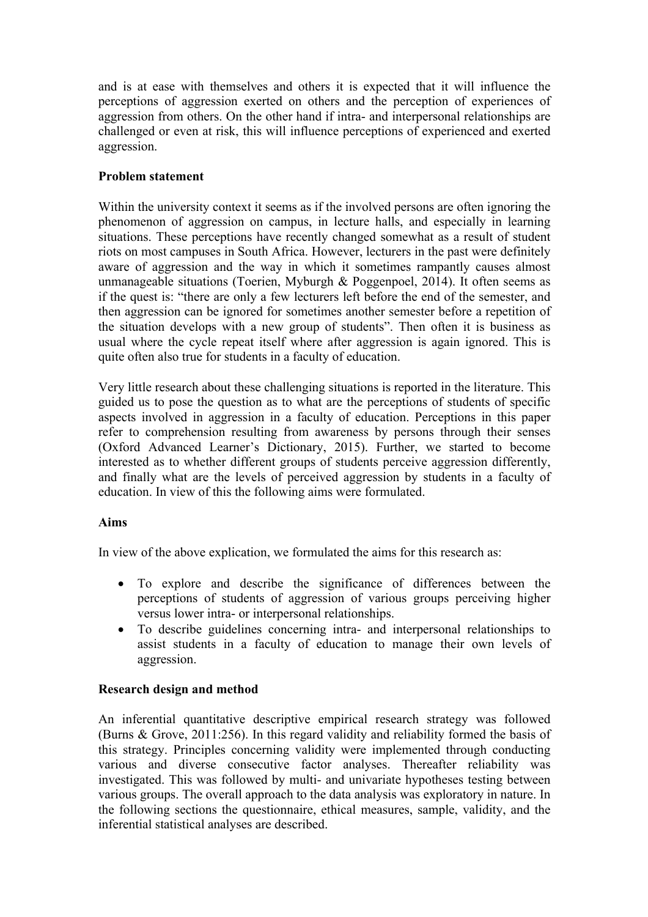and is at ease with themselves and others it is expected that it will influence the perceptions of aggression exerted on others and the perception of experiences of aggression from others. On the other hand if intra- and interpersonal relationships are challenged or even at risk, this will influence perceptions of experienced and exerted aggression.

**Problem statement**

Within the university context it seems as if the involved persons are often ignoring the phenomenon of aggression on campus, in lecture halls, and especially in learning situations. These perceptions have recently changed somewhat as a result of student riots on most campuses in South Africa. However, lecturers in the past were definitely aware of aggression and the way in which it sometimes rampantly causes almost unmanageable situations (Toerien, Myburgh & Poggenpoel, 2014). It often seems as if the quest is: "there are only a few lecturers left before the end of the semester, and then aggression can be ignored for sometimes another semester before a repetition of the situation develops with a new group of students". Then often it is business as usual where the cycle repeat itself where after aggression is again ignored. This is quite often also true for students in a faculty of education.

Very little research about these challenging situations is reported in the literature. This guided us to pose the question as to what are the perceptions of students of specific aspects involved in aggression in a faculty of education. Perceptions in this paper refer to comprehension resulting from awareness by persons through their senses (Oxford Advanced Learner's Dictionary, 2015). Further, we started to become interested as to whether different groups of students perceive aggression differently, and finally what are the levels of perceived aggression by students in a faculty of education. In view of this the following aims were formulated.

**Aims**

In view of the above explication, we formulated the aims for this research as:

- To explore and describe the significance of differences between the perceptions of students of aggression of various groups perceiving higher versus lower intra- or interpersonal relationships.
- To describe guidelines concerning intra- and interpersonal relationships to assist students in a faculty of education to manage their own levels of aggression.

**Research design and method**

An inferential quantitative descriptive empirical research strategy was followed (Burns & Grove, 2011:256). In this regard validity and reliability formed the basis of this strategy. Principles concerning validity were implemented through conducting various and diverse consecutive factor analyses. Thereafter reliability was investigated. This was followed by multi- and univariate hypotheses testing between various groups. The overall approach to the data analysis was exploratory in nature. In the following sections the questionnaire, ethical measures, sample, validity, and the inferential statistical analyses are described.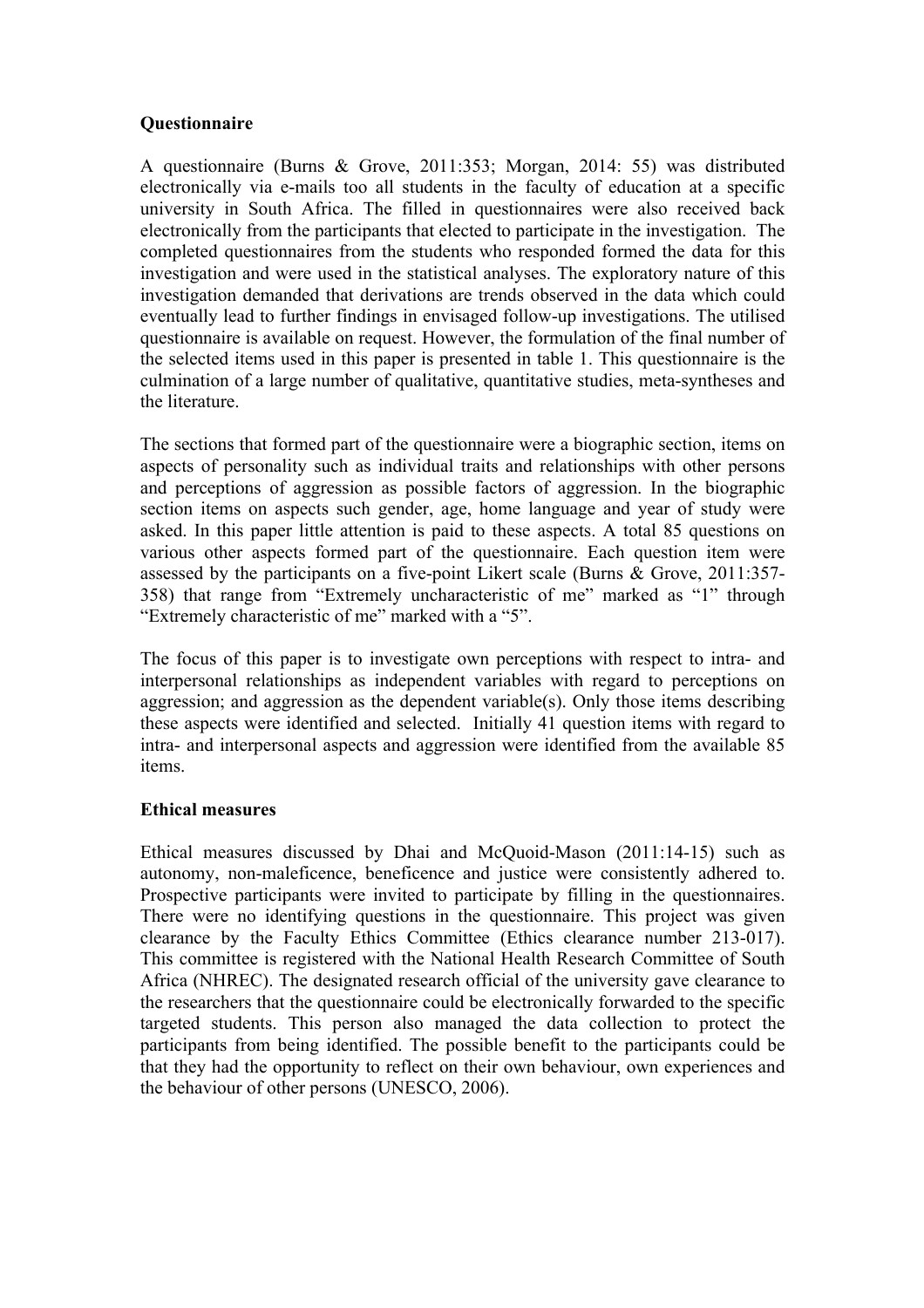**Questionnaire**

A questionnaire (Burns & Grove, 2011:353; Morgan, 2014: 55) was distributed electronically via e-mails too all students in the faculty of education at a specific university in South Africa. The filled in questionnaires were also received back electronically from the participants that elected to participate in the investigation. The completed questionnaires from the students who responded formed the data for this investigation and were used in the statistical analyses. The exploratory nature of this investigation demanded that derivations are trends observed in the data which could eventually lead to further findings in envisaged follow-up investigations. The utilised questionnaire is available on request. However, the formulation of the final number of the selected items used in this paper is presented in table 1. This questionnaire is the culmination of a large number of qualitative, quantitative studies, meta-syntheses and the literature.

The sections that formed part of the questionnaire were a biographic section, items on aspects of personality such as individual traits and relationships with other persons and perceptions of aggression as possible factors of aggression. In the biographic section items on aspects such gender, age, home language and year of study were asked. In this paper little attention is paid to these aspects. A total 85 questions on various other aspects formed part of the questionnaire. Each question item were assessed by the participants on a five-point Likert scale (Burns & Grove, 2011:357-358) that range from "Extremely uncharacteristic of me" marked as "1" through "Extremely characteristic of me" marked with a "5".

The focus of this paper is to investigate own perceptions with respect to intra- and interpersonal relationships as independent variables with regard to perceptions on aggression; and aggression as the dependent variable(s). Only those items describing these aspects were identified and selected. Initially 41 question items with regard to intra- and interpersonal aspects and aggression were identified from the available 85 items.

**Ethical measures**

Ethical measures discussed by Dhai and McQuoid-Mason (2011:14-15) such as autonomy, non-maleficence, beneficence and justice were consistently adhered to. Prospective participants were invited to participate by filling in the questionnaires. There were no identifying questions in the questionnaire. This project was given clearance by the Faculty Ethics Committee (Ethics clearance number 213-017). This committee is registered with the National Health Research Committee of South Africa (NHREC). The designated research official of the university gave clearance to the researchers that the questionnaire could be electronically forwarded to the specific targeted students. This person also managed the data collection to protect the participants from being identified. The possible benefit to the participants could be that they had the opportunity to reflect on their own behaviour, own experiences and the behaviour of other persons (UNESCO, 2006).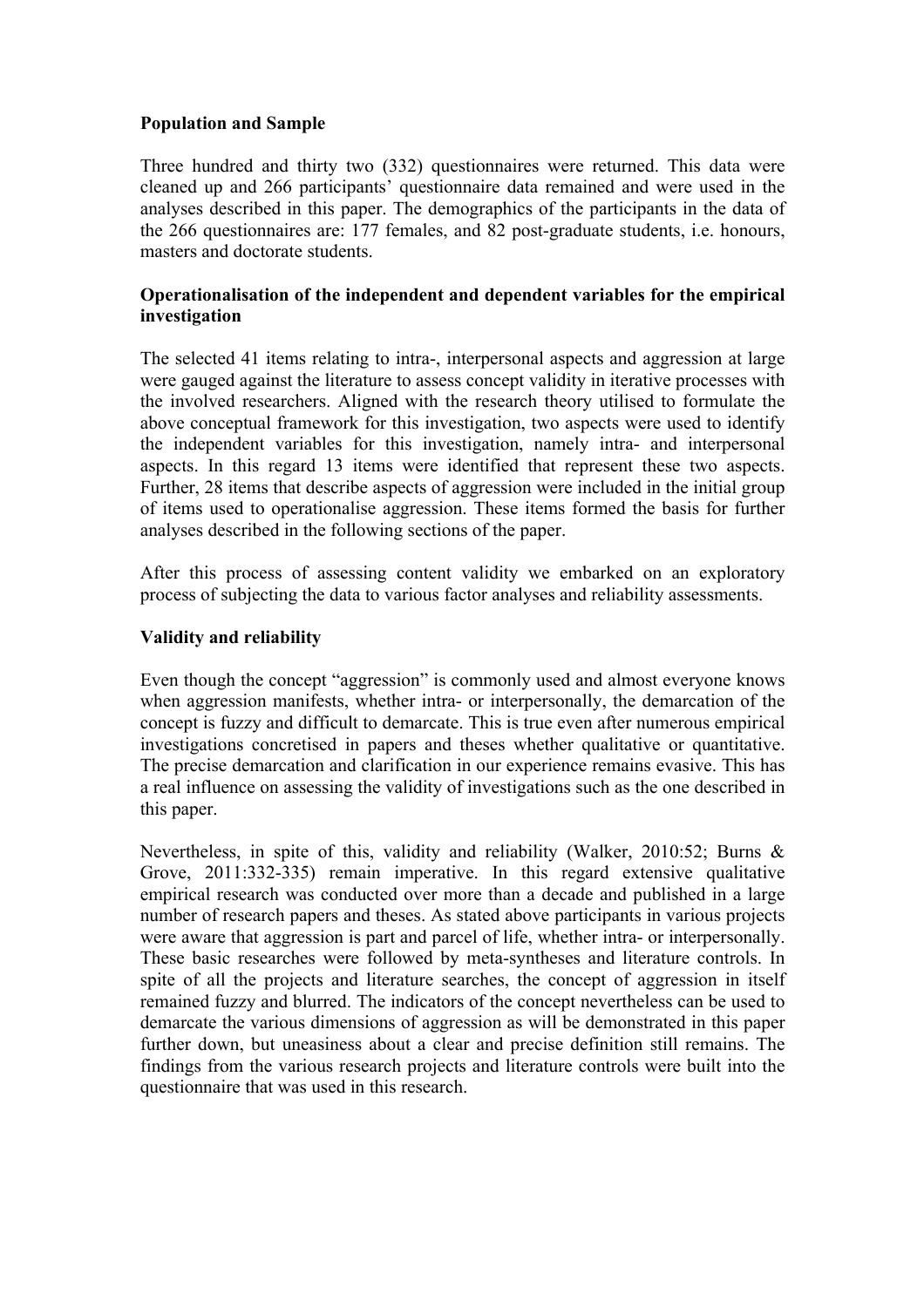**Population and Sample**

Three hundred and thirty two (332) questionnaires were returned. This data were cleaned up and 266 participants' questionnaire data remained and were used in the analyses described in this paper. The demographics of the participants in the data of the 266 questionnaires are: 177 females, and 82 post-graduate students, i.e. honours, masters and doctorate students.

**Operationalisation of the independent and dependent variables for the empirical investigation**

The selected 41 items relating to intra-, interpersonal aspects and aggression at large were gauged against the literature to assess concept validity in iterative processes with the involved researchers. Aligned with the research theory utilised to formulate the above conceptual framework for this investigation, two aspects were used to identify the independent variables for this investigation, namely intra- and interpersonal aspects. In this regard 13 items were identified that represent these two aspects. Further, 28 items that describe aspects of aggression were included in the initial group of items used to operationalise aggression. These items formed the basis for further analyses described in the following sections of the paper.

After this process of assessing content validity we embarked on an exploratory process of subjecting the data to various factor analyses and reliability assessments.

**Validity and reliability**

Even though the concept "aggression" is commonly used and almost everyone knows when aggression manifests, whether intra- or interpersonally, the demarcation of the concept is fuzzy and difficult to demarcate. This is true even after numerous empirical investigations concretised in papers and theses whether qualitative or quantitative. The precise demarcation and clarification in our experience remains evasive. This has a real influence on assessing the validity of investigations such as the one described in this paper.

Nevertheless, in spite of this, validity and reliability (Walker, 2010:52; Burns & Grove, 2011:332-335) remain imperative. In this regard extensive qualitative empirical research was conducted over more than a decade and published in a large number of research papers and theses. As stated above participants in various projects were aware that aggression is part and parcel of life, whether intra- or interpersonally. These basic researches were followed by meta-syntheses and literature controls. In spite of all the projects and literature searches, the concept of aggression in itself remained fuzzy and blurred. The indicators of the concept nevertheless can be used to demarcate the various dimensions of aggression as will be demonstrated in this paper further down, but uneasiness about a clear and precise definition still remains. The findings from the various research projects and literature controls were built into the questionnaire that was used in this research.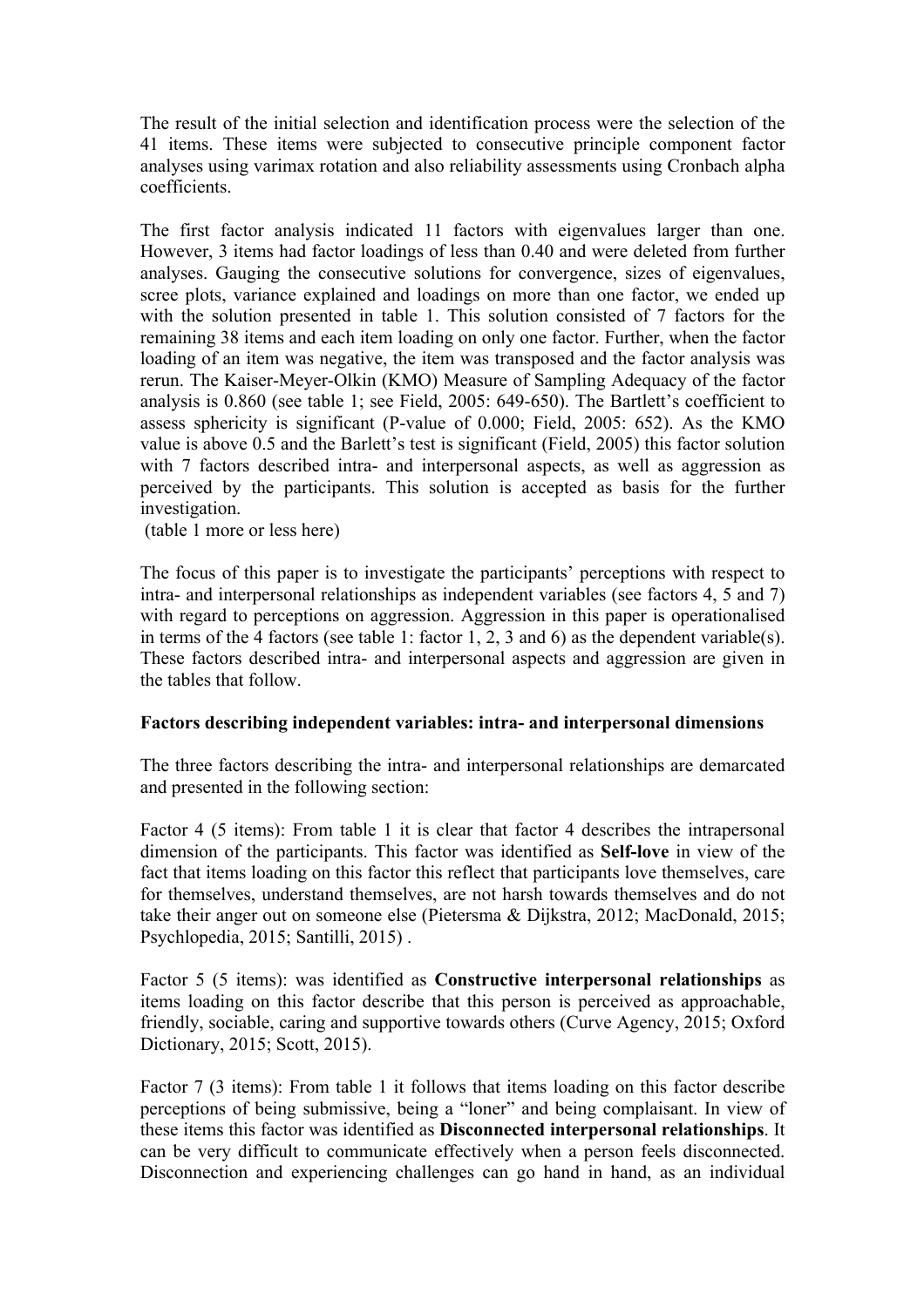The result of the initial selection and identification process were the selection of the 41 items. These items were subjected to consecutive principle component factor analyses using varimax rotation and also reliability assessments using Cronbach alpha coefficients.

The first factor analysis indicated 11 factors with eigenvalues larger than one. However, 3 items had factor loadings of less than 0.40 and were deleted from further analyses. Gauging the consecutive solutions for convergence, sizes of eigenvalues, scree plots, variance explained and loadings on more than one factor, we ended up with the solution presented in table 1. This solution consisted of 7 factors for the remaining 38 items and each item loading on only one factor. Further, when the factor loading of an item was negative, the item was transposed and the factor analysis was rerun. The Kaiser-Meyer-Olkin (KMO) Measure of Sampling Adequacy of the factor analysis is 0.860 (see table 1; see Field, 2005: 649-650). The Bartlett's coefficient to assess sphericity is significant (P-value of 0.000; Field, 2005: 652). As the KMO value is above 0.5 and the Barlett's test is significant (Field, 2005) this factor solution with 7 factors described intra- and interpersonal aspects, as well as aggression as perceived by the participants. This solution is accepted as basis for the further investigation.

(table 1 more or less here)

The focus of this paper is to investigate the participants' perceptions with respect to intra- and interpersonal relationships as independent variables (see factors 4, 5 and 7) with regard to perceptions on aggression. Aggression in this paper is operationalised in terms of the 4 factors (see table 1: factor 1, 2, 3 and 6) as the dependent variable(s). These factors described intra- and interpersonal aspects and aggression are given in the tables that follow.

**Factors describing independent variables: intra- and interpersonal dimensions**

The three factors describing the intra- and interpersonal relationships are demarcated and presented in the following section:

Factor 4 (5 items): From table 1 it is clear that factor 4 describes the intrapersonal dimension of the participants. This factor was identified as **Self-love** in view of the fact that items loading on this factor this reflect that participants love themselves, care for themselves, understand themselves, are not harsh towards themselves and do not take their anger out on someone else (Pietersma & Dijkstra, 2012; MacDonald, 2015; Psychlopedia, 2015; Santilli, 2015) .

Factor 5 (5 items): was identified as **Constructive interpersonal relationships** as items loading on this factor describe that this person is perceived as approachable, friendly, sociable, caring and supportive towards others (Curve Agency, 2015; Oxford Dictionary, 2015; Scott, 2015).

Factor 7 (3 items): From table 1 it follows that items loading on this factor describe perceptions of being submissive, being a "loner" and being complaisant. In view of these items this factor was identified as **Disconnected interpersonal relationships**. It can be very difficult to communicate effectively when a person feels disconnected. Disconnection and experiencing challenges can go hand in hand, as an individual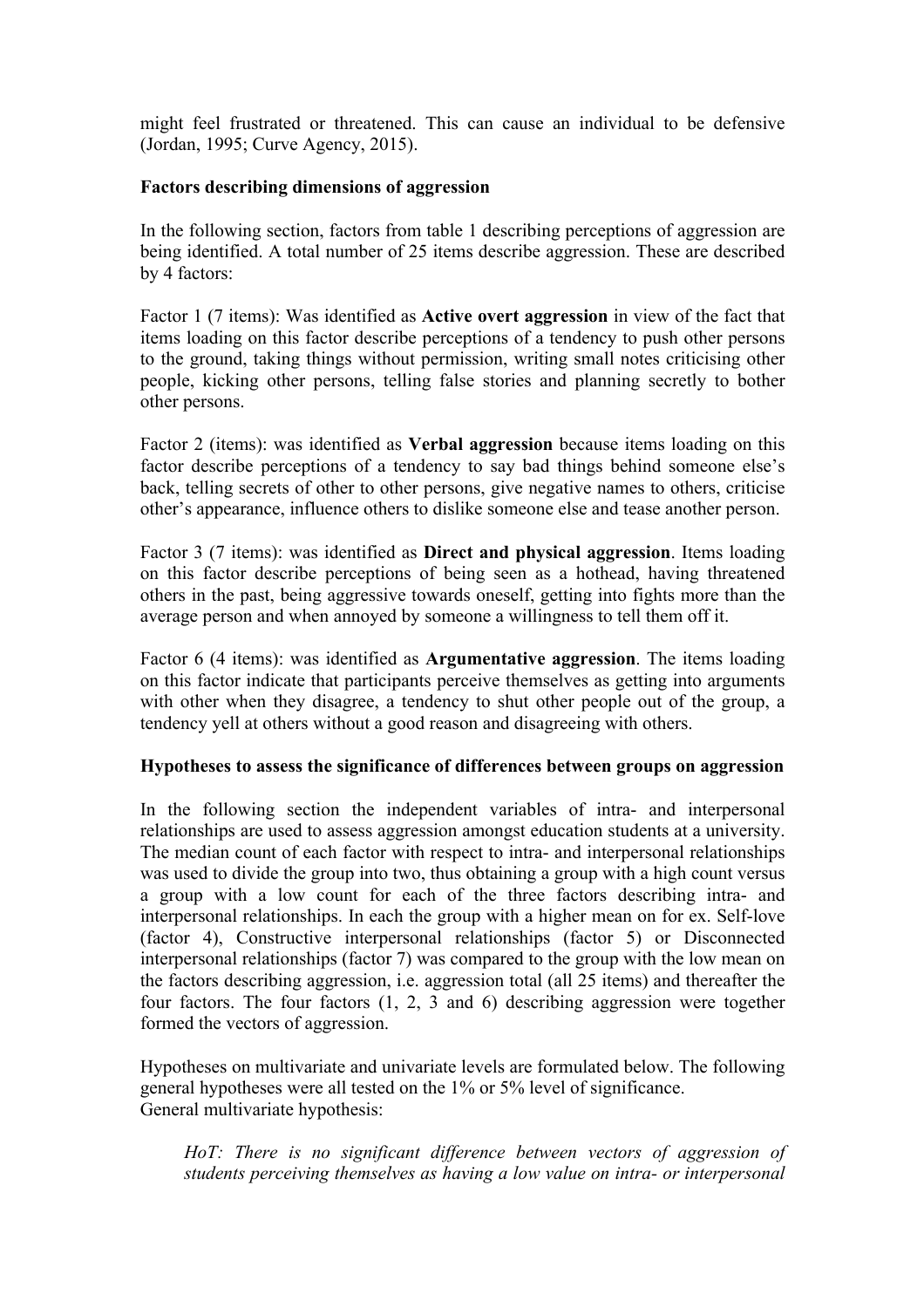might feel frustrated or threatened. This can cause an individual to be defensive (Jordan, 1995; Curve Agency, 2015).

**Factors describing dimensions of aggression**

In the following section, factors from table 1 describing perceptions of aggression are being identified. A total number of 25 items describe aggression. These are described by 4 factors:

Factor 1 (7 items): Was identified as **Active overt aggression** in view of the fact that items loading on this factor describe perceptions of a tendency to push other persons to the ground, taking things without permission, writing small notes criticising other people, kicking other persons, telling false stories and planning secretly to bother other persons.

Factor 2 (items): was identified as **Verbal aggression** because items loading on this factor describe perceptions of a tendency to say bad things behind someone else's back, telling secrets of other to other persons, give negative names to others, criticise other's appearance, influence others to dislike someone else and tease another person.

Factor 3 (7 items): was identified as **Direct and physical aggression**. Items loading on this factor describe perceptions of being seen as a hothead, having threatened others in the past, being aggressive towards oneself, getting into fights more than the average person and when annoyed by someone a willingness to tell them off it.

Factor 6 (4 items): was identified as **Argumentative aggression**. The items loading on this factor indicate that participants perceive themselves as getting into arguments with other when they disagree, a tendency to shut other people out of the group, a tendency yell at others without a good reason and disagreeing with others.

**Hypotheses to assess the significance of differences between groups on aggression**

In the following section the independent variables of intra- and interpersonal relationships are used to assess aggression amongst education students at a university. The median count of each factor with respect to intra- and interpersonal relationships was used to divide the group into two, thus obtaining a group with a high count versus a group with a low count for each of the three factors describing intra- and interpersonal relationships. In each the group with a higher mean on for ex. Self-love (factor 4), Constructive interpersonal relationships (factor 5) or Disconnected interpersonal relationships (factor 7) was compared to the group with the low mean on the factors describing aggression, i.e. aggression total (all 25 items) and thereafter the four factors. The four factors (1, 2, 3 and 6) describing aggression were together formed the vectors of aggression.

Hypotheses on multivariate and univariate levels are formulated below. The following general hypotheses were all tested on the 1% or 5% level of significance.
General multivariate hypothesis:

> *HoT: There is no significant difference between vectors of aggression of students perceiving themselves as having a low value on intra- or interpersonal*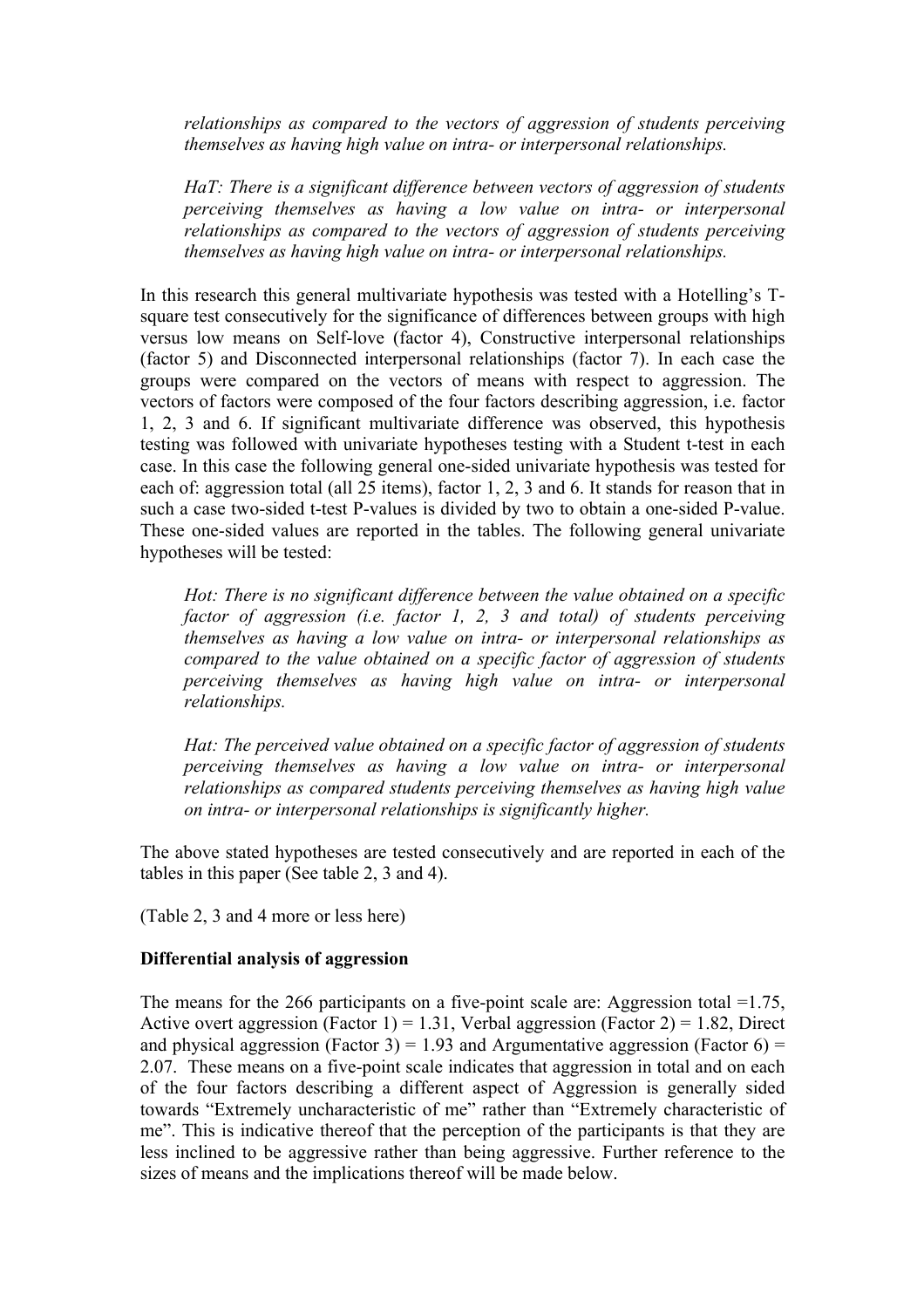*relationships as compared to the vectors of aggression of students perceiving themselves as having high value on intra- or interpersonal relationships.*

*HaT: There is a significant difference between vectors of aggression of students perceiving themselves as having a low value on intra- or interpersonal relationships as compared to the vectors of aggression of students perceiving themselves as having high value on intra- or interpersonal relationships.*

In this research this general multivariate hypothesis was tested with a Hotelling's T-square test consecutively for the significance of differences between groups with high versus low means on Self-love (factor 4), Constructive interpersonal relationships (factor 5) and Disconnected interpersonal relationships (factor 7). In each case the groups were compared on the vectors of means with respect to aggression. The vectors of factors were composed of the four factors describing aggression, i.e. factor 1, 2, 3 and 6. If significant multivariate difference was observed, this hypothesis testing was followed with univariate hypotheses testing with a Student t-test in each case. In this case the following general one-sided univariate hypothesis was tested for each of: aggression total (all 25 items), factor 1, 2, 3 and 6. It stands for reason that in such a case two-sided t-test P-values is divided by two to obtain a one-sided P-value. These one-sided values are reported in the tables. The following general univariate hypotheses will be tested:

*Hot: There is no significant difference between the value obtained on a specific factor of aggression (i.e. factor 1, 2, 3 and total) of students perceiving themselves as having a low value on intra- or interpersonal relationships as compared to the value obtained on a specific factor of aggression of students perceiving themselves as having high value on intra- or interpersonal relationships.*

*Hat: The perceived value obtained on a specific factor of aggression of students perceiving themselves as having a low value on intra- or interpersonal relationships as compared students perceiving themselves as having high value on intra- or interpersonal relationships is significantly higher.*

The above stated hypotheses are tested consecutively and are reported in each of the tables in this paper (See table 2, 3 and 4).

(Table 2, 3 and 4 more or less here)

**Differential analysis of aggression**

The means for the 266 participants on a five-point scale are: Aggression total =1.75, Active overt aggression (Factor 1) = 1.31, Verbal aggression (Factor 2) = 1.82, Direct and physical aggression (Factor 3) = 1.93 and Argumentative aggression (Factor 6) = 2.07. These means on a five-point scale indicates that aggression in total and on each of the four factors describing a different aspect of Aggression is generally sided towards "Extremely uncharacteristic of me" rather than "Extremely characteristic of me". This is indicative thereof that the perception of the participants is that they are less inclined to be aggressive rather than being aggressive. Further reference to the sizes of means and the implications thereof will be made below.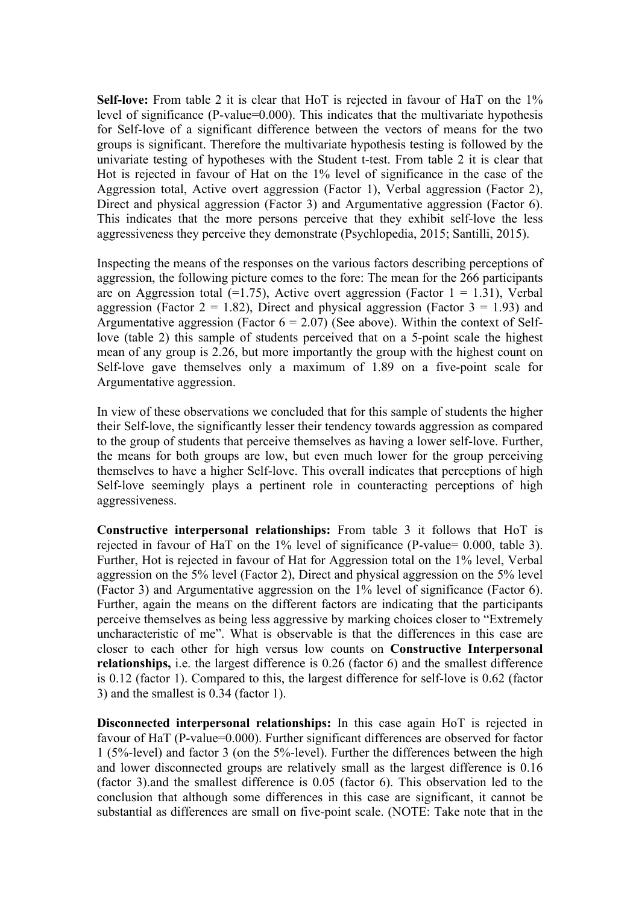**Self-love:** From table 2 it is clear that HoT is rejected in favour of HaT on the 1% level of significance (P-value=0.000). This indicates that the multivariate hypothesis for Self-love of a significant difference between the vectors of means for the two groups is significant. Therefore the multivariate hypothesis testing is followed by the univariate testing of hypotheses with the Student t-test. From table 2 it is clear that Hot is rejected in favour of Hat on the 1% level of significance in the case of the Aggression total, Active overt aggression (Factor 1), Verbal aggression (Factor 2), Direct and physical aggression (Factor 3) and Argumentative aggression (Factor 6). This indicates that the more persons perceive that they exhibit self-love the less aggressiveness they perceive they demonstrate (Psychlopedia, 2015; Santilli, 2015).

Inspecting the means of the responses on the various factors describing perceptions of aggression, the following picture comes to the fore: The mean for the 266 participants are on Aggression total (=1.75), Active overt aggression (Factor 1 = 1.31), Verbal aggression (Factor 2 = 1.82), Direct and physical aggression (Factor 3 = 1.93) and Argumentative aggression (Factor 6 = 2.07) (See above). Within the context of Self-love (table 2) this sample of students perceived that on a 5-point scale the highest mean of any group is 2.26, but more importantly the group with the highest count on Self-love gave themselves only a maximum of 1.89 on a five-point scale for Argumentative aggression.

In view of these observations we concluded that for this sample of students the higher their Self-love, the significantly lesser their tendency towards aggression as compared to the group of students that perceive themselves as having a lower self-love. Further, the means for both groups are low, but even much lower for the group perceiving themselves to have a higher Self-love. This overall indicates that perceptions of high Self-love seemingly plays a pertinent role in counteracting perceptions of high aggressiveness.

**Constructive interpersonal relationships:** From table 3 it follows that HoT is rejected in favour of HaT on the 1% level of significance (P-value= 0.000, table 3). Further, Hot is rejected in favour of Hat for Aggression total on the 1% level, Verbal aggression on the 5% level (Factor 2), Direct and physical aggression on the 5% level (Factor 3) and Argumentative aggression on the 1% level of significance (Factor 6). Further, again the means on the different factors are indicating that the participants perceive themselves as being less aggressive by marking choices closer to "Extremely uncharacteristic of me". What is observable is that the differences in this case are closer to each other for high versus low counts on **Constructive Interpersonal relationships,** i.e. the largest difference is 0.26 (factor 6) and the smallest difference is 0.12 (factor 1). Compared to this, the largest difference for self-love is 0.62 (factor 3) and the smallest is 0.34 (factor 1).

**Disconnected interpersonal relationships:** In this case again HoT is rejected in favour of HaT (P-value=0.000). Further significant differences are observed for factor 1 (5%-level) and factor 3 (on the 5%-level). Further the differences between the high and lower disconnected groups are relatively small as the largest difference is 0.16 (factor 3).and the smallest difference is 0.05 (factor 6). This observation led to the conclusion that although some differences in this case are significant, it cannot be substantial as differences are small on five-point scale. (NOTE: Take note that in the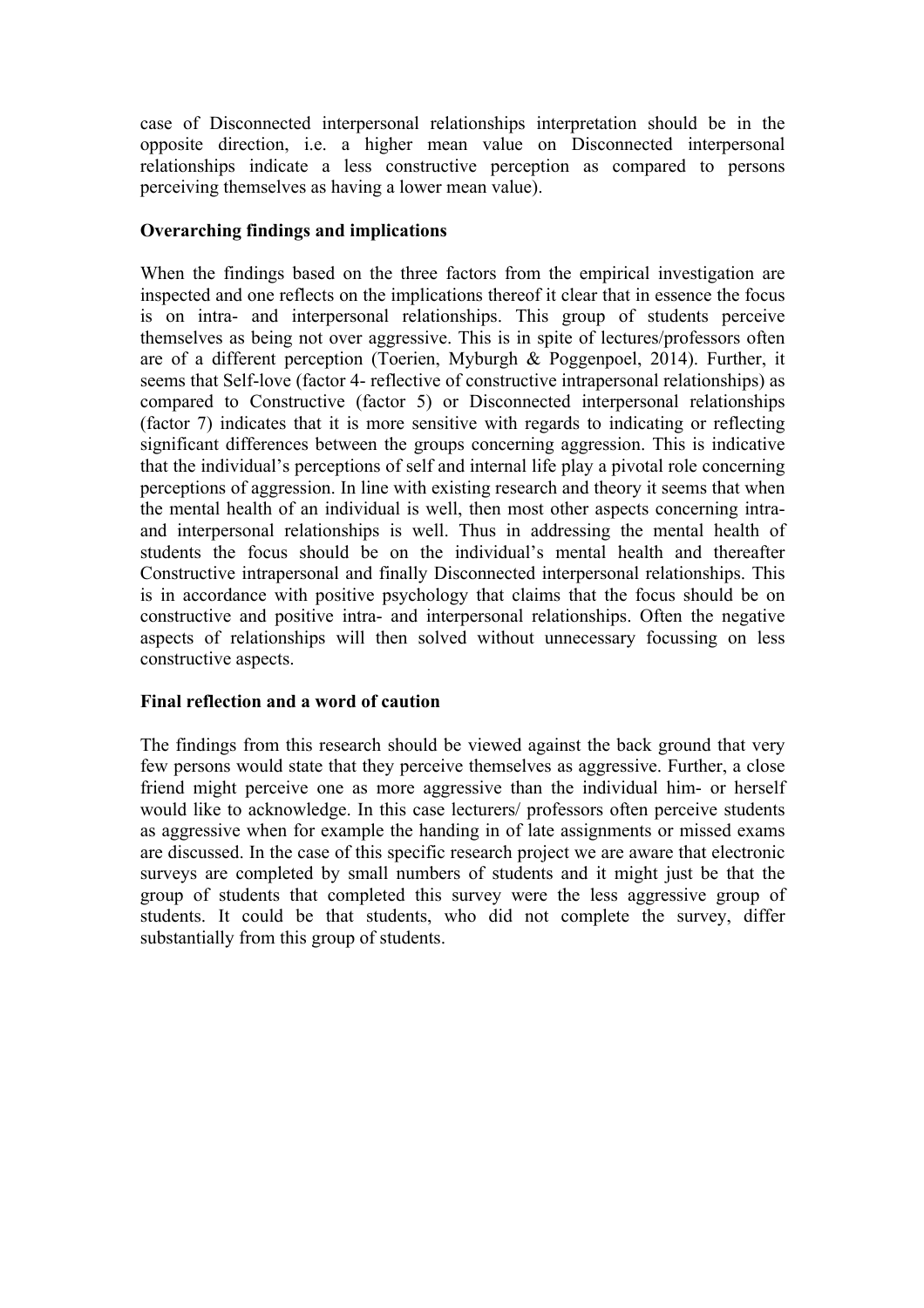case of Disconnected interpersonal relationships interpretation should be in the opposite direction, i.e. a higher mean value on Disconnected interpersonal relationships indicate a less constructive perception as compared to persons perceiving themselves as having a lower mean value).

**Overarching findings and implications**

When the findings based on the three factors from the empirical investigation are inspected and one reflects on the implications thereof it clear that in essence the focus is on intra- and interpersonal relationships. This group of students perceive themselves as being not over aggressive. This is in spite of lectures/professors often are of a different perception (Toerien, Myburgh & Poggenpoel, 2014). Further, it seems that Self-love (factor 4- reflective of constructive intrapersonal relationships) as compared to Constructive (factor 5) or Disconnected interpersonal relationships (factor 7) indicates that it is more sensitive with regards to indicating or reflecting significant differences between the groups concerning aggression. This is indicative that the individual's perceptions of self and internal life play a pivotal role concerning perceptions of aggression. In line with existing research and theory it seems that when the mental health of an individual is well, then most other aspects concerning intra- and interpersonal relationships is well. Thus in addressing the mental health of students the focus should be on the individual's mental health and thereafter Constructive intrapersonal and finally Disconnected interpersonal relationships. This is in accordance with positive psychology that claims that the focus should be on constructive and positive intra- and interpersonal relationships. Often the negative aspects of relationships will then solved without unnecessary focussing on less constructive aspects.

**Final reflection and a word of caution**

The findings from this research should be viewed against the back ground that very few persons would state that they perceive themselves as aggressive. Further, a close friend might perceive one as more aggressive than the individual him- or herself would like to acknowledge. In this case lecturers/ professors often perceive students as aggressive when for example the handing in of late assignments or missed exams are discussed. In the case of this specific research project we are aware that electronic surveys are completed by small numbers of students and it might just be that the group of students that completed this survey were the less aggressive group of students. It could be that students, who did not complete the survey, differ substantially from this group of students.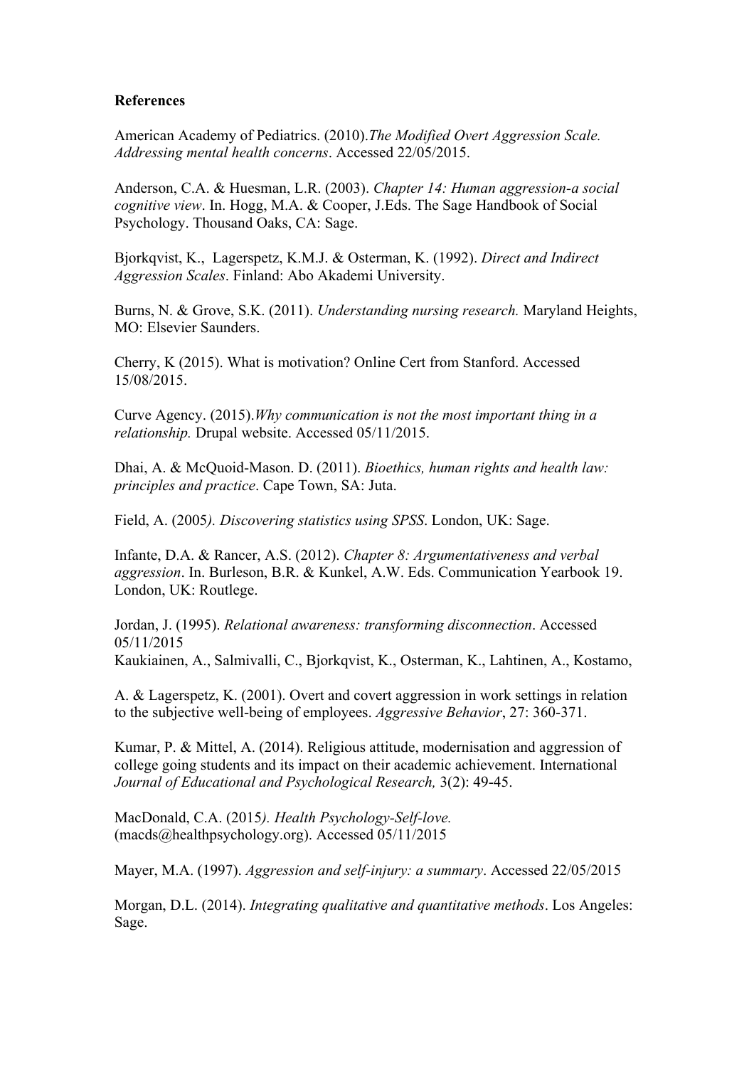**References**

American Academy of Pediatrics. (2010).*The Modified Overt Aggression Scale. Addressing mental health concerns*. Accessed 22/05/2015.

Anderson, C.A. & Huesman, L.R. (2003). *Chapter 14: Human aggression-a social cognitive view*. In. Hogg, M.A. & Cooper, J.Eds. The Sage Handbook of Social Psychology. Thousand Oaks, CA: Sage.

Bjorkqvist, K., Lagerspetz, K.M.J. & Osterman, K. (1992). *Direct and Indirect Aggression Scales*. Finland: Abo Akademi University.

Burns, N. & Grove, S.K. (2011). *Understanding nursing research.* Maryland Heights, MO: Elsevier Saunders.

Cherry, K (2015). What is motivation? Online Cert from Stanford. Accessed 15/08/2015.

Curve Agency. (2015).*Why communication is not the most important thing in a relationship.* Drupal website. Accessed 05/11/2015.

Dhai, A. & McQuoid-Mason. D. (2011). *Bioethics, human rights and health law: principles and practice*. Cape Town, SA: Juta.

Field, A. (2005*). Discovering statistics using SPSS*. London, UK: Sage.

Infante, D.A. & Rancer, A.S. (2012). *Chapter 8: Argumentativeness and verbal aggression*. In. Burleson, B.R. & Kunkel, A.W. Eds. Communication Yearbook 19. London, UK: Routlege.

Jordan, J. (1995). *Relational awareness: transforming disconnection*. Accessed 05/11/2015

Kaukiainen, A., Salmivalli, C., Bjorkqvist, K., Osterman, K., Lahtinen, A., Kostamo, A. & Lagerspetz, K. (2001). Overt and covert aggression in work settings in relation to the subjective well-being of employees. *Aggressive Behavior*, 27: 360-371.

Kumar, P. & Mittel, A. (2014). Religious attitude, modernisation and aggression of college going students and its impact on their academic achievement. International *Journal of Educational and Psychological Research,* 3(2): 49-45.

MacDonald, C.A. (2015*). Health Psychology-Self-love.* (macds@healthpsychology.org). Accessed 05/11/2015

Mayer, M.A. (1997). *Aggression and self-injury: a summary*. Accessed 22/05/2015

Morgan, D.L. (2014). *Integrating qualitative and quantitative methods*. Los Angeles: Sage.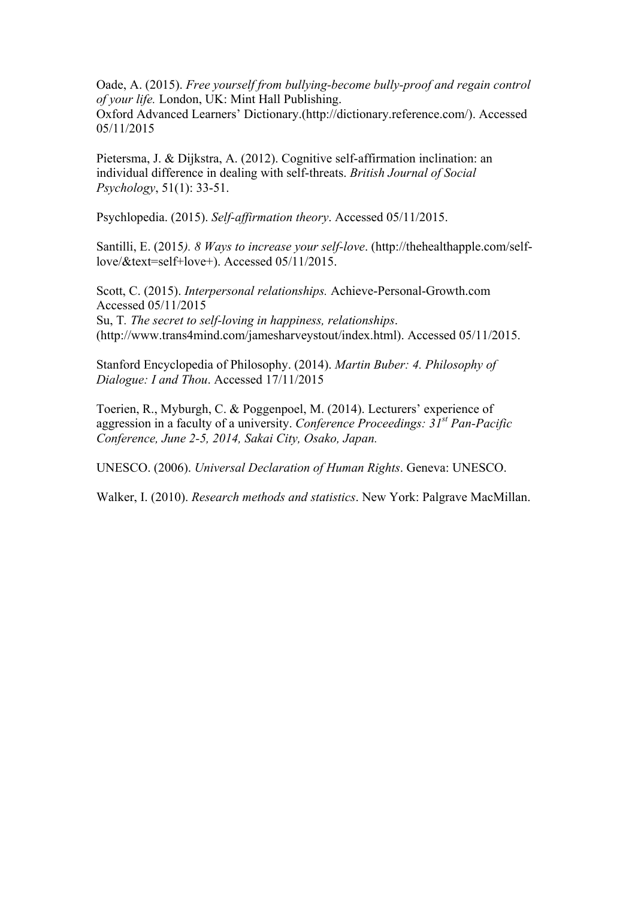Oade, A. (2015). *Free yourself from bullying-become bully-proof and regain control of your life.* London, UK: Mint Hall Publishing.
Oxford Advanced Learners' Dictionary.(http://dictionary.reference.com/). Accessed 05/11/2015

Pietersma, J. & Dijkstra, A. (2012). Cognitive self-affirmation inclination: an individual difference in dealing with self-threats. *British Journal of Social Psychology*, 51(1): 33-51.

Psychlopedia. (2015). *Self-affirmation theory*. Accessed 05/11/2015.

Santilli, E. (2015*). 8 Ways to increase your self-love*. (http://thehealthapple.com/self-love/&text=self+love+). Accessed 05/11/2015.

Scott, C. (2015). *Interpersonal relationships.* Achieve-Personal-Growth.com Accessed 05/11/2015
Su, T*. The secret to self-loving in happiness, relationships*. (http://www.trans4mind.com/jamesharveystout/index.html). Accessed 05/11/2015.

Stanford Encyclopedia of Philosophy. (2014). *Martin Buber: 4. Philosophy of Dialogue: I and Thou*. Accessed 17/11/2015

Toerien, R., Myburgh, C. & Poggenpoel, M. (2014). Lecturers' experience of aggression in a faculty of a university. *Conference Proceedings: 31st Pan-Pacific Conference, June 2-5, 2014, Sakai City, Osako, Japan.*

UNESCO. (2006). *Universal Declaration of Human Rights*. Geneva: UNESCO.

Walker, I. (2010). *Research methods and statistics*. New York: Palgrave MacMillan.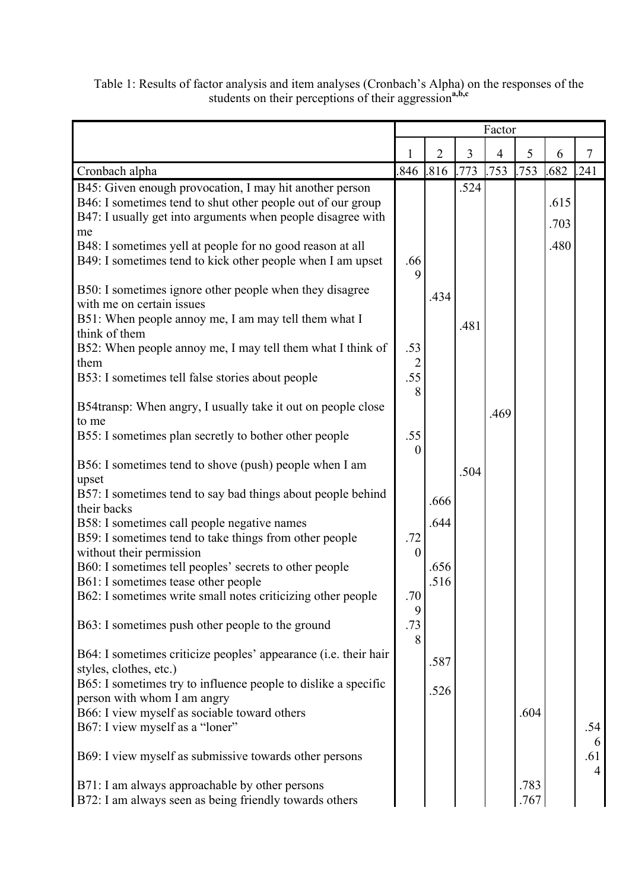Table 1: Results of factor analysis and item analyses (Cronbach's Alpha) on the responses of the students on their perceptions of their aggression[a,b,c]

| | Factor | | | | | | |
|---|---|---|---|---|---|---|---|
| | 1 | 2 | 3 | 4 | 5 | 6 | 7 |
| Cronbach alpha | .846 | .816 | .773 | .753 | .753 | .682 | .241 |
| B45: Given enough provocation, I may hit another person | | | .524 | | | | |
| B46: I sometimes tend to shut other people out of our group | | | | | | .615 | |
| B47: I usually get into arguments when people disagree with me | | | | | | .703 | |
| B48: I sometimes yell at people for no good reason at all | | | | | | .480 | |
| B49: I sometimes tend to kick other people when I am upset | .669 | | | | | | |
| B50: I sometimes ignore other people when they disagree with me on certain issues | | .434 | | | | | |
| B51: When people annoy me, I am may tell them what I think of them | | | .481 | | | | |
| B52: When people annoy me, I may tell them what I think of them | .532 | | | | | | |
| B53: I sometimes tell false stories about people | .558 | | | | | | |
| B54transp: When angry, I usually take it out on people close to me | | | | .469 | | | |
| B55: I sometimes plan secretly to bother other people | .550 | | | | | | |
| B56: I sometimes tend to shove (push) people when I am upset | | | .504 | | | | |
| B57: I sometimes tend to say bad things about people behind their backs | | .666 | | | | | |
| B58: I sometimes call people negative names | | .644 | | | | | |
| B59: I sometimes tend to take things from other people without their permission | .720 | | | | | | |
| B60: I sometimes tell peoples' secrets to other people | | .656 | | | | | |
| B61: I sometimes tease other people | | .516 | | | | | |
| B62: I sometimes write small notes criticizing other people | .709 | | | | | | |
| B63: I sometimes push other people to the ground | .738 | | | | | | |
| B64: I sometimes criticize peoples' appearance (i.e. their hair styles, clothes, etc.) | | .587 | | | | | |
| B65: I sometimes try to influence people to dislike a specific person with whom I am angry | | .526 | | | | | |
| B66: I view myself as sociable toward others | | | | | .604 | | |
| B67: I view myself as a "loner" | | | | | | | .546 |
| B69: I view myself as submissive towards other persons | | | | | | | .614 |
| B71: I am always approachable by other persons | | | | | .783 | | |
| B72: I am always seen as being friendly towards others | | | | | .767 | | |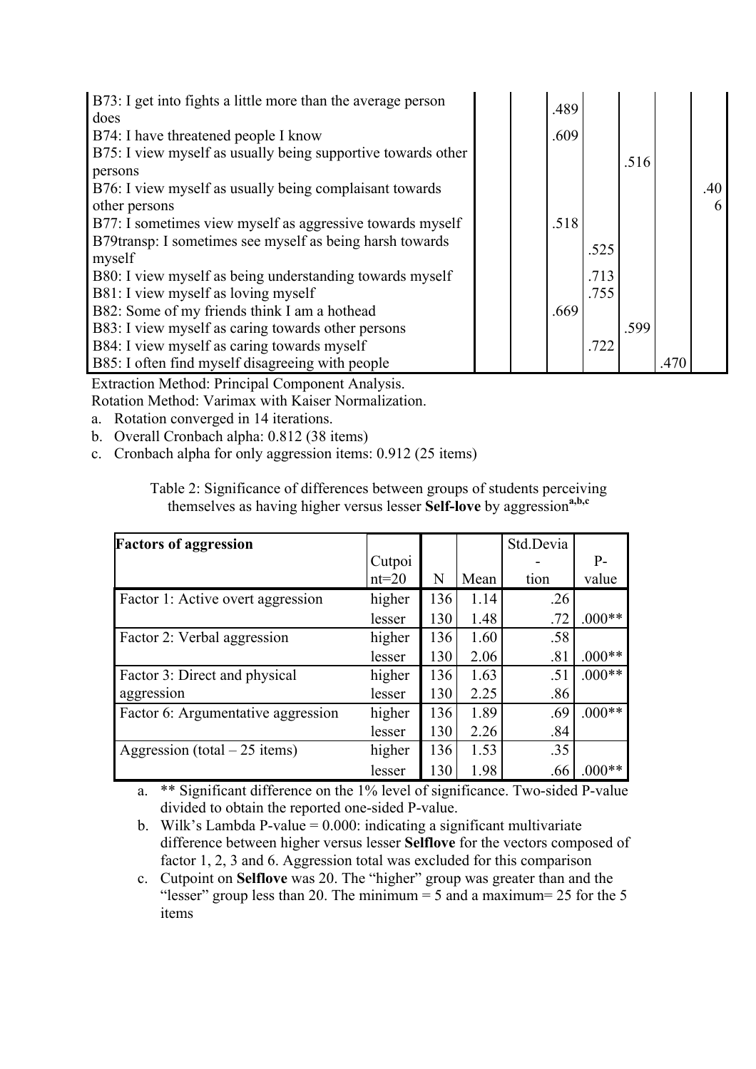| | | | | | | | |
|---|---|---|---|---|---|---|---|
| B73: I get into fights a little more than the average person does | | | .489 | | | | |
| B74: I have threatened people I know | | | .609 | | | | |
| B75: I view myself as usually being supportive towards other persons | | | | | .516 | | |
| B76: I view myself as usually being complaisant towards other persons | | | | | | | .406 |
| B77: I sometimes view myself as aggressive towards myself | | | .518 | | | | |
| B79transp: I sometimes see myself as being harsh towards myself | | | | .525 | | | |
| B80: I view myself as being understanding towards myself | | | | .713 | | | |
| B81: I view myself as loving myself | | | | .755 | | | |
| B82: Some of my friends think I am a hothead | | | .669 | | | | |
| B83: I view myself as caring towards other persons | | | | | .599 | | |
| B84: I view myself as caring towards myself | | | | .722 | | | |
| B85: I often find myself disagreeing with people | | | | | | .470 | |

Extraction Method: Principal Component Analysis.
Rotation Method: Varimax with Kaiser Normalization.

a. Rotation converged in 14 iterations.
b. Overall Cronbach alpha: 0.812 (38 items)
c. Cronbach alpha for only aggression items: 0.912 (25 items)

Table 2: Significance of differences between groups of students perceiving themselves as having higher versus lesser **Self-love** by aggression[a,b,c]

| **Factors of aggression** | Cutpoint=20 | N | Mean | Std.Deviation | P-value |
|---|---|---|---|---|---|
| Factor 1: Active overt aggression | higher | 136 | 1.14 | .26 | |
| | lesser | 130 | 1.48 | .72 | .000** |
| Factor 2: Verbal aggression | higher | 136 | 1.60 | .58 | |
| | lesser | 130 | 2.06 | .81 | .000** |
| Factor 3: Direct and physical aggression | higher | 136 | 1.63 | .51 | .000** |
| | lesser | 130 | 2.25 | .86 | |
| Factor 6: Argumentative aggression | higher | 136 | 1.89 | .69 | .000** |
| | lesser | 130 | 2.26 | .84 | |
| Aggression (total – 25 items) | higher | 136 | 1.53 | .35 | |
| | lesser | 130 | 1.98 | .66 | .000** |

a. ** Significant difference on the 1% level of significance. Two-sided P-value divided to obtain the reported one-sided P-value.
b. Wilk's Lambda P-value = 0.000: indicating a significant multivariate difference between higher versus lesser **Selflove** for the vectors composed of factor 1, 2, 3 and 6. Aggression total was excluded for this comparison
c. Cutpoint on **Selflove** was 20. The "higher" group was greater than and the "lesser" group less than 20. The minimum = 5 and a maximum= 25 for the 5 items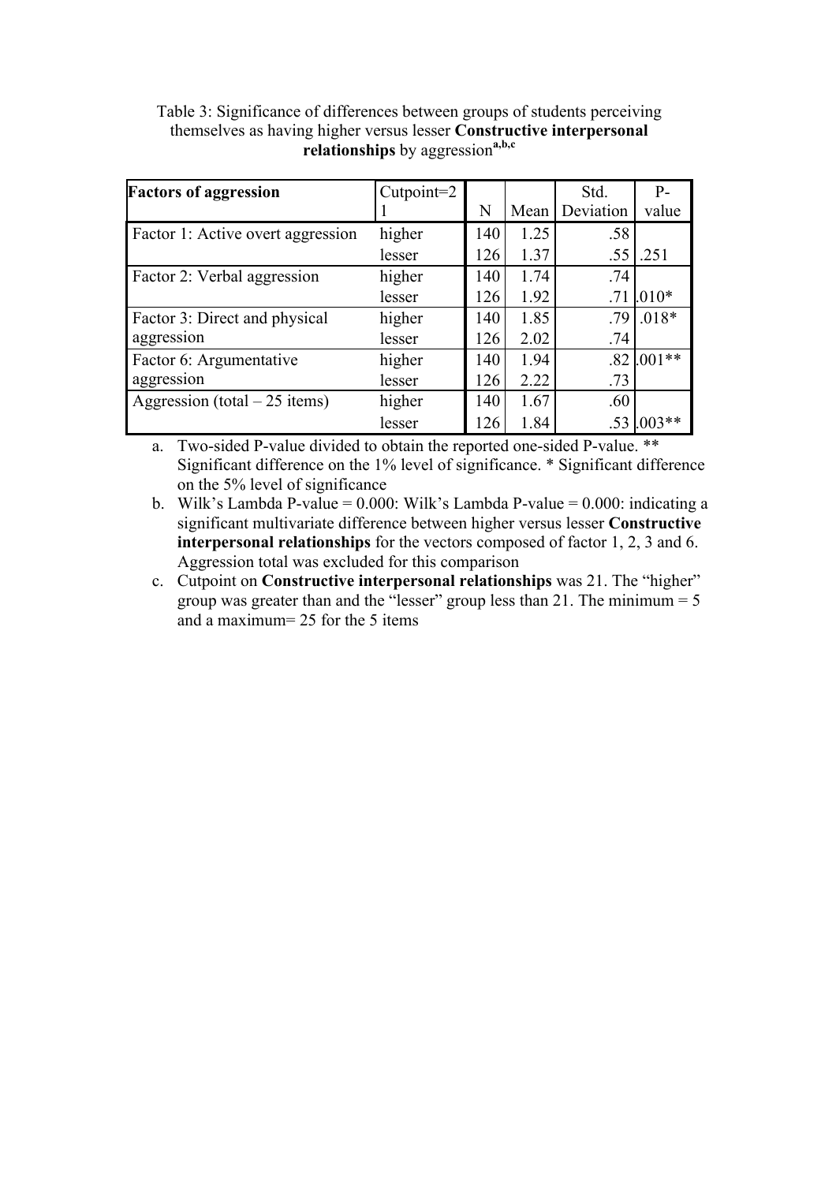Table 3: Significance of differences between groups of students perceiving themselves as having higher versus lesser **Constructive interpersonal relationships** by aggression[a,b,c]

| **Factors of aggression** | Cutpoint=21 | N | Mean | Std. Deviation | P-value |
|---|---|---|---|---|---|
| Factor 1: Active overt aggression | higher | 140 | 1.25 | .58 | |
| | lesser | 126 | 1.37 | .55 | .251 |
| Factor 2: Verbal aggression | higher | 140 | 1.74 | .74 | |
| | lesser | 126 | 1.92 | .71 | .010* |
| Factor 3: Direct and physical aggression | higher | 140 | 1.85 | .79 | .018* |
| | lesser | 126 | 2.02 | .74 | |
| Factor 6: Argumentative aggression | higher | 140 | 1.94 | .82 | .001** |
| | lesser | 126 | 2.22 | .73 | |
| Aggression (total – 25 items) | higher | 140 | 1.67 | .60 | |
| | lesser | 126 | 1.84 | .53 | .003** |

a. Two-sided P-value divided to obtain the reported one-sided P-value. ** Significant difference on the 1% level of significance. * Significant difference on the 5% level of significance

b. Wilk's Lambda P-value = 0.000: Wilk's Lambda P-value = 0.000: indicating a significant multivariate difference between higher versus lesser **Constructive interpersonal relationships** for the vectors composed of factor 1, 2, 3 and 6. Aggression total was excluded for this comparison

c. Cutpoint on **Constructive interpersonal relationships** was 21. The "higher" group was greater than and the "lesser" group less than 21. The minimum = 5 and a maximum= 25 for the 5 items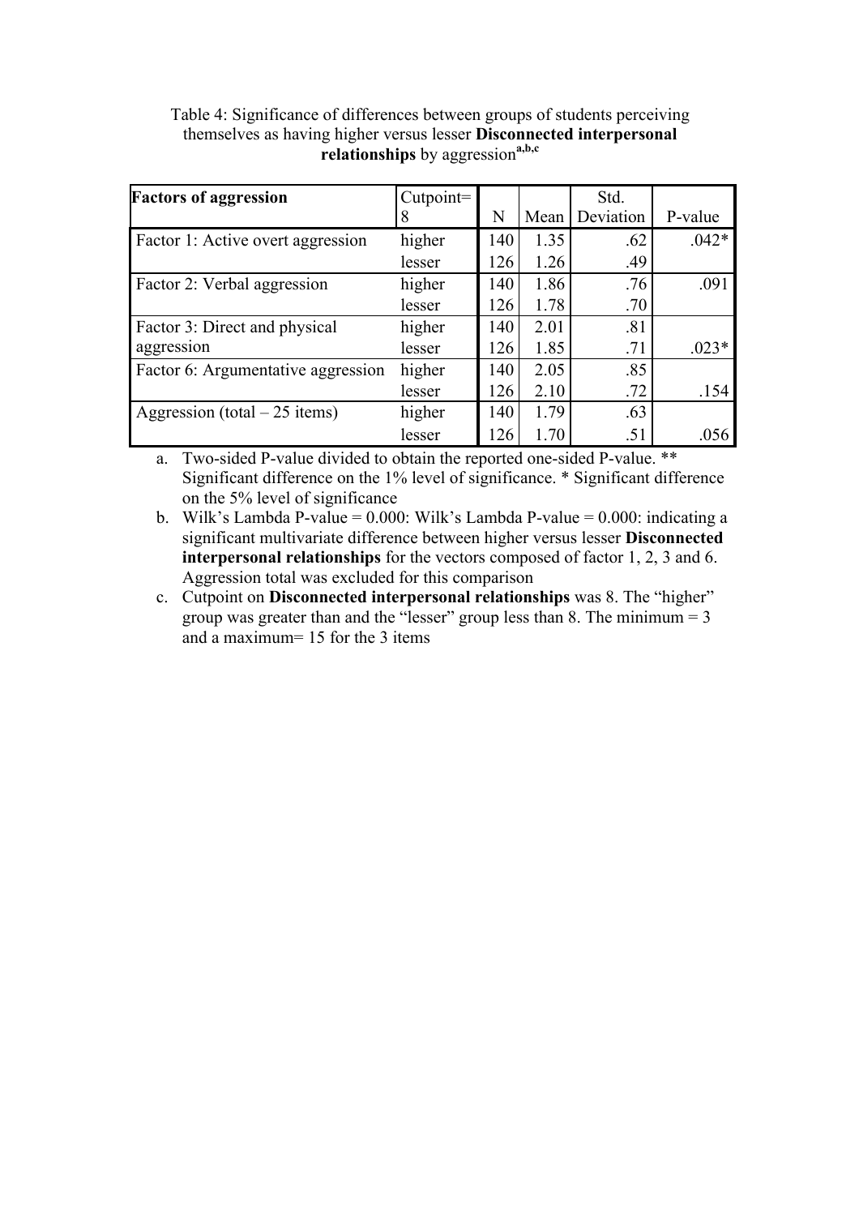Table 4: Significance of differences between groups of students perceiving themselves as having higher versus lesser **Disconnected interpersonal relationships** by aggression[a,b,c]

| **Factors of aggression** | Cutpoint= 8 | N | Mean | Std. Deviation | P-value |
|---|---|---|---|---|---|
| Factor 1: Active overt aggression | higher | 140 | 1.35 | .62 | .042* |
| | lesser | 126 | 1.26 | .49 | |
| Factor 2: Verbal aggression | higher | 140 | 1.86 | .76 | .091 |
| | lesser | 126 | 1.78 | .70 | |
| Factor 3: Direct and physical aggression | higher | 140 | 2.01 | .81 | |
| | lesser | 126 | 1.85 | .71 | .023* |
| Factor 6: Argumentative aggression | higher | 140 | 2.05 | .85 | |
| | lesser | 126 | 2.10 | .72 | .154 |
| Aggression (total – 25 items) | higher | 140 | 1.79 | .63 | |
| | lesser | 126 | 1.70 | .51 | .056 |

a. Two-sided P-value divided to obtain the reported one-sided P-value. ** Significant difference on the 1% level of significance. * Significant difference on the 5% level of significance

b. Wilk's Lambda P-value = 0.000: Wilk's Lambda P-value = 0.000: indicating a significant multivariate difference between higher versus lesser **Disconnected interpersonal relationships** for the vectors composed of factor 1, 2, 3 and 6. Aggression total was excluded for this comparison

c. Cutpoint on **Disconnected interpersonal relationships** was 8. The "higher" group was greater than and the "lesser" group less than 8. The minimum = 3 and a maximum= 15 for the 3 items